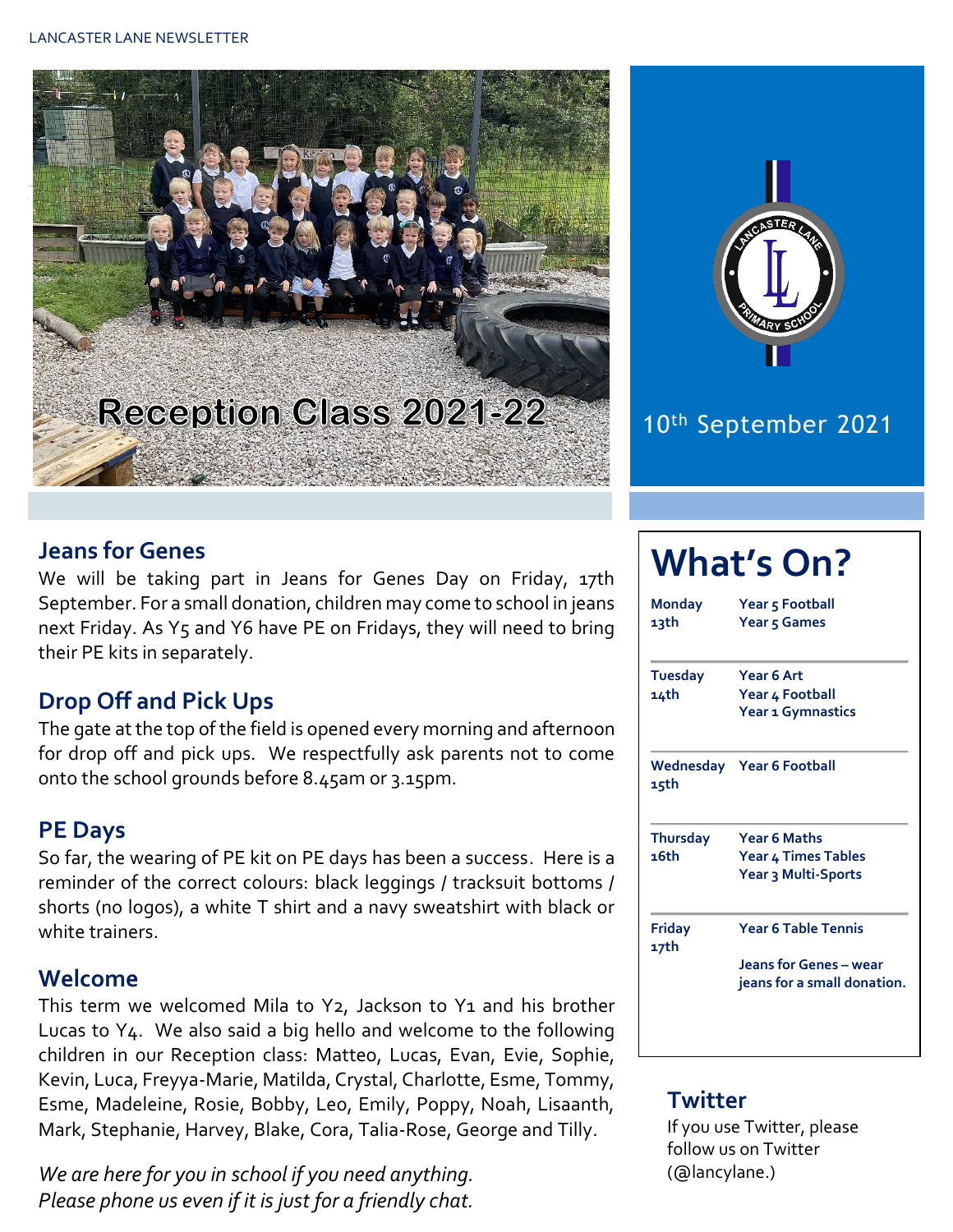Reception Class 2021-22

10th September 2021

## Jeans for Genes

We will be taking part in Jeans for Genes Day on Friday, 17th September. For a small donation, children may come to school in jeans next Friday. As Y5 and Y6 have PE on Fridays, they will need to bring their PE kits in separately.

## Drop Off and Pick Ups

The gate at the top of the field is opened every morning and afternoon for drop off and pick ups. We respectfully ask parents not to come onto the school grounds before 8.45am or 3.15pm.

## PE Days

So far, the wearing of PE kit on PE days has been a success. Here is a reminder of the correct colours: black leggings / tracksuit bottoms / shorts (no logos), a white T shirt and a navy sweatshirt with black or white trainers.

## Welcome

This term we welcomed Mila to Y2, Jackson to Y1 and his brother Lucas to Y4. We also said a big hello and welcome to the following children in our Reception class: Matteo, Lucas, Evan, Evie, Sophie, Kevin, Luca, Freyya-Marie, Matilda, Crystal, Charlotte, Esme, Tommy, Esme, Madeleine, Rosie, Bobby, Leo, Emily, Poppy, Noah, Lisaanth, Mark, Stephanie, Harvey, Blake, Cora, Talia-Rose, George and Tilly.

*We are here for you in school if you need anything. Please phone us even if it is just for a friendly chat.*

# What's On?

| | |
|---|---|
| **Monday 13th** | **Year 5 Football**<br>**Year 5 Games** |
| **Tuesday 14th** | **Year 6 Art**<br>**Year 4 Football**<br>**Year 1 Gymnastics** |
| **Wednesday 15th** | **Year 6 Football** |
| **Thursday 16th** | **Year 6 Maths**<br>**Year 4 Times Tables**<br>**Year 3 Multi-Sports** |
| **Friday 17th** | **Year 6 Table Tennis**<br><br>**Jeans for Genes – wear jeans for a small donation.** |

## Twitter

If you use Twitter, please follow us on Twitter (@lancylane.)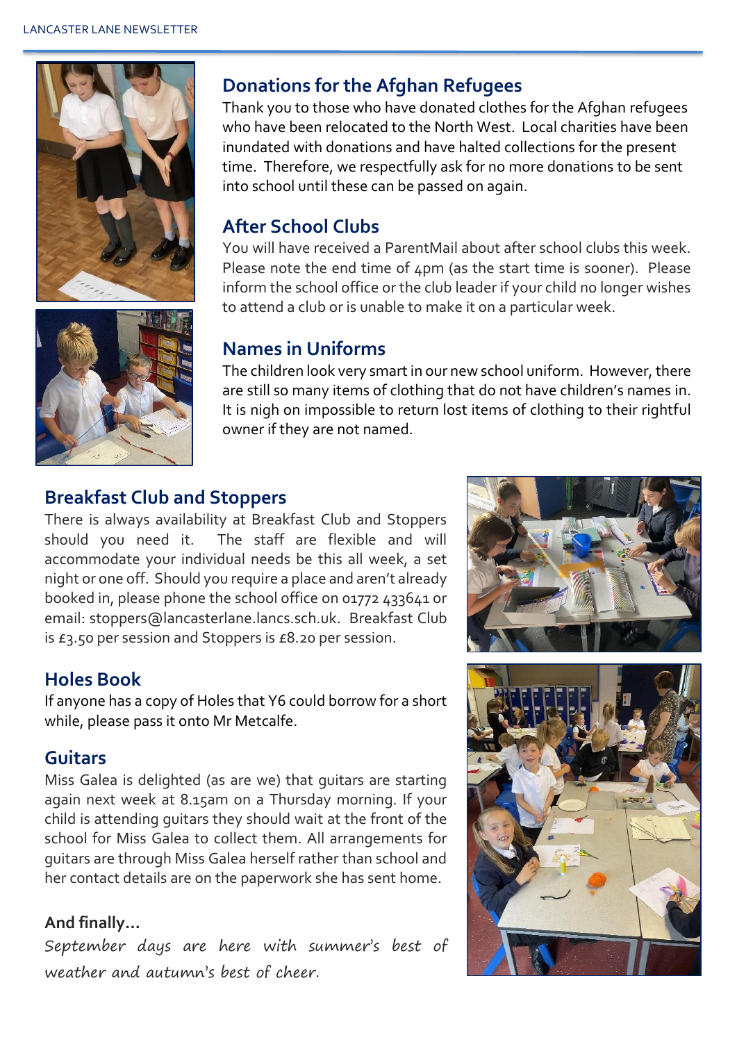## Donations for the Afghan Refugees

Thank you to those who have donated clothes for the Afghan refugees who have been relocated to the North West. Local charities have been inundated with donations and have halted collections for the present time. Therefore, we respectfully ask for no more donations to be sent into school until these can be passed on again.

## After School Clubs

You will have received a ParentMail about after school clubs this week. Please note the end time of 4pm (as the start time is sooner). Please inform the school office or the club leader if your child no longer wishes to attend a club or is unable to make it on a particular week.

## Names in Uniforms

The children look very smart in our new school uniform. However, there are still so many items of clothing that do not have children's names in. It is nigh on impossible to return lost items of clothing to their rightful owner if they are not named.

## Breakfast Club and Stoppers

There is always availability at Breakfast Club and Stoppers should you need it. The staff are flexible and will accommodate your individual needs be this all week, a set night or one off. Should you require a place and aren't already booked in, please phone the school office on 01772 433641 or email: stoppers@lancasterlane.lancs.sch.uk. Breakfast Club is £3.50 per session and Stoppers is £8.20 per session.

## Holes Book

If anyone has a copy of Holes that Y6 could borrow for a short while, please pass it onto Mr Metcalfe.

## Guitars

Miss Galea is delighted (as are we) that guitars are starting again next week at 8.15am on a Thursday morning. If your child is attending guitars they should wait at the front of the school for Miss Galea to collect them. All arrangements for guitars are through Miss Galea herself rather than school and her contact details are on the paperwork she has sent home.

**And finally…**

*September days are here with summer's best of weather and autumn's best of cheer.*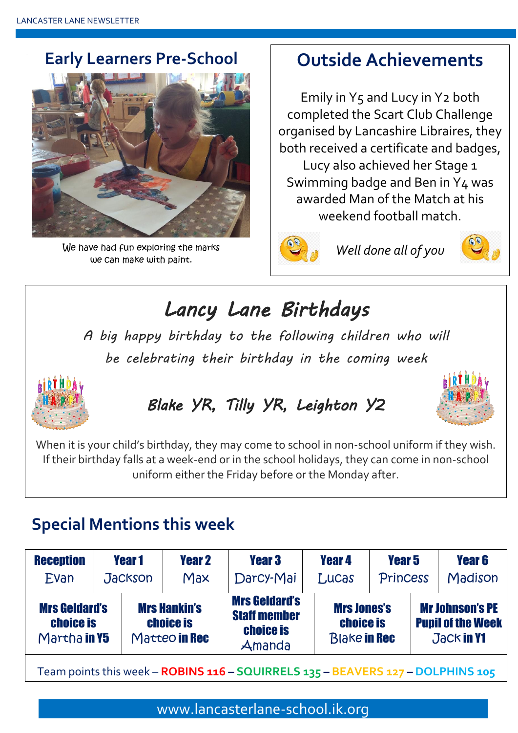## Early Learners Pre-School

We have had fun exploring the marks we can make with paint.

## Outside Achievements

Emily in Y5 and Lucy in Y2 both completed the Scart Club Challenge organised by Lancashire Libraires, they both received a certificate and badges, Lucy also achieved her Stage 1 Swimming badge and Ben in Y4 was awarded Man of the Match at his weekend football match.

*Well done all of you*

## Lancy Lane Birthdays

*A big happy birthday to the following children who will be celebrating their birthday in the coming week*

**Blake YR, Tilly YR, Leighton Y2**

When it is your child's birthday, they may come to school in non-school uniform if they wish. If their birthday falls at a week-end or in the school holidays, they can come in non-school uniform either the Friday before or the Monday after.

## Special Mentions this week

| Reception | Year 1 | Year 2 | Year 3 | Year 4 | Year 5 | Year 6 |
|---|---|---|---|---|---|---|
| Evan | Jackson | Max | Darcy-Mai | Lucas | Princess | Madison |

| Mrs Geldard's choice is | Mrs Hankin's choice is | Mrs Geldard's Staff member choice is | Mrs Jones's choice is | Mr Johnson's PE Pupil of the Week |
|---|---|---|---|---|
| Martha **in Y5** | Matteo **in Rec** | Amanda | Blake **in Rec** | Jack **in Y1** |

Team points this week – **ROBINS 116** – **SQUIRRELS 135** – **BEAVERS 127** – **DOLPHINS 105**

www.lancasterlane-school.ik.org